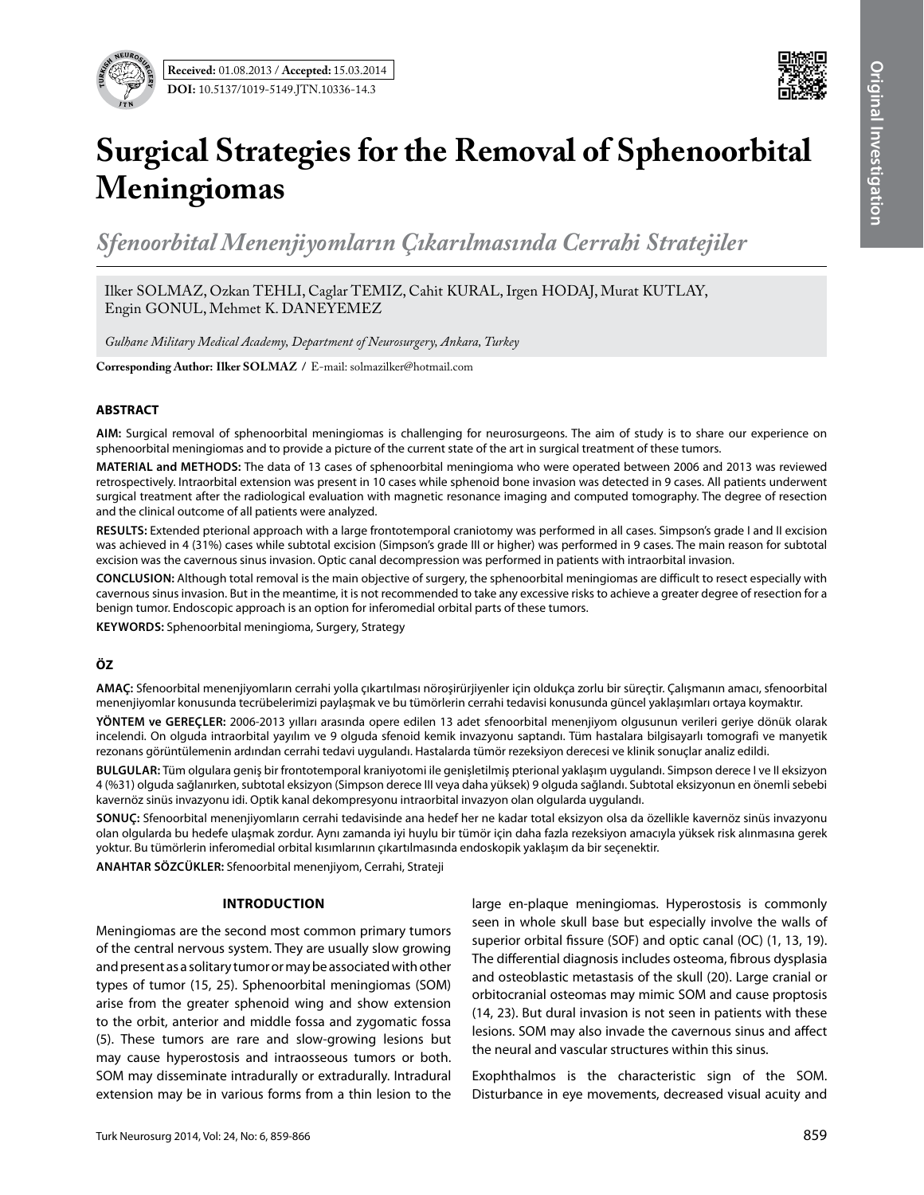**Received:** 01.08.2013 / **Accepted:** 15.03.2014

**DOI:** 10.5137/1019-5149.JTN.10336-14.3

# Surgical Strategies for the Removal of Sphenoorbital Meningiomas

## *Sfenoorbital Menenjiyomların Çıkarılmasında Cerrahi Stratejiler*

Ilker SOLMAZ, Ozkan TEHLI, Caglar TEMIZ, Cahit KURAL, Irgen HODAJ, Murat KUTLAY, Engin GONUL, Mehmet K. DANEYEMEZ

*Gulhane Military Medical Academy, Department of Neurosurgery, Ankara, Turkey*

**Corresponding Author: Ilker SOLMAZ /** E-mail: solmazilker@hotmail.com

### ABSTRACT

**AIM:** Surgical removal of sphenoorbital meningiomas is challenging for neurosurgeons. The aim of study is to share our experience on sphenoorbital meningiomas and to provide a picture of the current state of the art in surgical treatment of these tumors.

**MATERIAL and METHODS:** The data of 13 cases of sphenoorbital meningioma who were operated between 2006 and 2013 was reviewed retrospectively. Intraorbital extension was present in 10 cases while sphenoid bone invasion was detected in 9 cases. All patients underwent surgical treatment after the radiological evaluation with magnetic resonance imaging and computed tomography. The degree of resection and the clinical outcome of all patients were analyzed.

**RESULTS:** Extended pterional approach with a large frontotemporal craniotomy was performed in all cases. Simpson's grade I and II excision was achieved in 4 (31%) cases while subtotal excision (Simpson's grade III or higher) was performed in 9 cases. The main reason for subtotal excision was the cavernous sinus invasion. Optic canal decompression was performed in patients with intraorbital invasion.

**CONCLUSION:** Although total removal is the main objective of surgery, the sphenoorbital meningiomas are difficult to resect especially with cavernous sinus invasion. But in the meantime, it is not recommended to take any excessive risks to achieve a greater degree of resection for a benign tumor. Endoscopic approach is an option for inferomedial orbital parts of these tumors.

**KEYWORDS:** Sphenoorbital meningioma, Surgery, Strategy

### ÖZ

**AMAÇ:** Sfenoorbital menenjiyomların cerrahi yolla çıkartılması nöroşirürjiyenler için oldukça zorlu bir süreçtir. Çalışmanın amacı, sfenoorbital menenjiyomlar konusunda tecrübelerimizi paylaşmak ve bu tümörlerin cerrahi tedavisi konusunda güncel yaklaşımları ortaya koymaktır.

**YÖNTEM ve GEREÇLER:** 2006-2013 yılları arasında opere edilen 13 adet sfenoorbital menenjiyom olgusunun verileri geriye dönük olarak incelendi. On olguda intraorbital yayılım ve 9 olguda sfenoid kemik invazyonu saptandı. Tüm hastalara bilgisayarlı tomografi ve manyetik rezonans görüntülemenin ardından cerrahi tedavi uygulandı. Hastalarda tümör rezeksiyon derecesi ve klinik sonuçlar analiz edildi.

**BULGULAR:** Tüm olgulara geniş bir frontotemporal kraniyotomi ile genişletilmiş pterional yaklaşım uygulandı. Simpson derece I ve II eksizyon 4 (%31) olguda sağlanırken, subtotal eksizyon (Simpson derece III veya daha yüksek) 9 olguda sağlandı. Subtotal eksizyonun en önemli sebebi kavernöz sinüs invazyonu idi. Optik kanal dekompresyonu intraorbital invazyon olan olgularda uygulandı.

**SONUÇ:** Sfenoorbital menenjiyomların cerrahi tedavisinde ana hedef her ne kadar total eksizyon olsa da özellikle kavernöz sinüs invazyonu olan olgularda bu hedefe ulaşmak zordur. Aynı zamanda iyi huylu bir tümör için daha fazla rezeksiyon amacıyla yüksek risk alınmasına gerek yoktur. Bu tümörlerin inferomedial orbital kısımlarının çıkartılmasında endoskopik yaklaşım da bir seçenektir.

**ANAHTAR SÖZCÜKLER:** Sfenoorbital menenjiyom, Cerrahi, Strateji

## INTRODUCTION

Meningiomas are the second most common primary tumors of the central nervous system. They are usually slow growing and present as a solitary tumor or may be associated with other types of tumor (15, 25). Sphenoorbital meningiomas (SOM) arise from the greater sphenoid wing and show extension to the orbit, anterior and middle fossa and zygomatic fossa (5). These tumors are rare and slow-growing lesions but may cause hyperostosis and intraosseous tumors or both. SOM may disseminate intradurally or extradurally. Intradural extension may be in various forms from a thin lesion to the large en-plaque meningiomas. Hyperostosis is commonly seen in whole skull base but especially involve the walls of superior orbital fissure (SOF) and optic canal (OC) (1, 13, 19). The differential diagnosis includes osteoma, fibrous dysplasia and osteoblastic metastasis of the skull (20). Large cranial or orbitocranial osteomas may mimic SOM and cause proptosis (14, 23). But dural invasion is not seen in patients with these lesions. SOM may also invade the cavernous sinus and affect the neural and vascular structures within this sinus.

Exophthalmos is the characteristic sign of the SOM. Disturbance in eye movements, decreased visual acuity and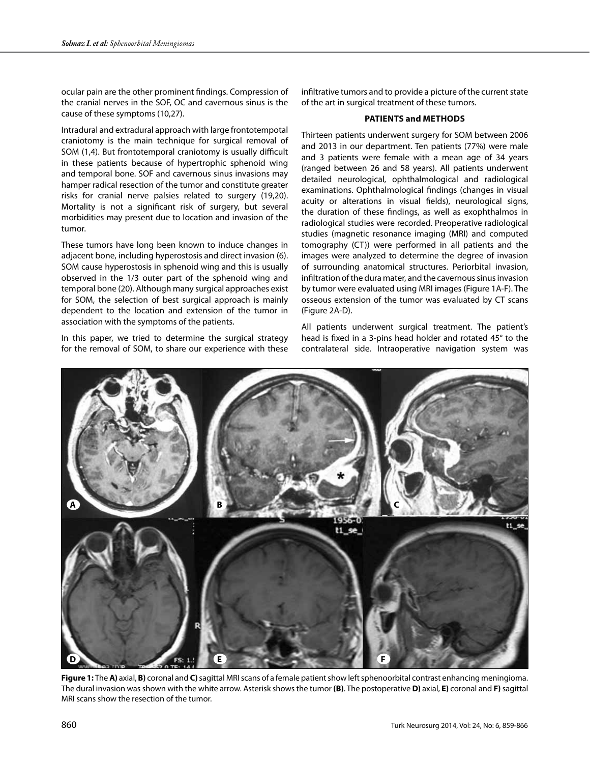ocular pain are the other prominent findings. Compression of the cranial nerves in the SOF, OC and cavernous sinus is the cause of these symptoms (10,27).

Intradural and extradural approach with large frontotempotal craniotomy is the main technique for surgical removal of SOM (1,4). But frontotemporal craniotomy is usually difficult in these patients because of hypertrophic sphenoid wing and temporal bone. SOF and cavernous sinus invasions may hamper radical resection of the tumor and constitute greater risks for cranial nerve palsies related to surgery (19,20). Mortality is not a significant risk of surgery, but several morbidities may present due to location and invasion of the tumor.

These tumors have long been known to induce changes in adjacent bone, including hyperostosis and direct invasion (6). SOM cause hyperostosis in sphenoid wing and this is usually observed in the 1/3 outer part of the sphenoid wing and temporal bone (20). Although many surgical approaches exist for SOM, the selection of best surgical approach is mainly dependent to the location and extension of the tumor in association with the symptoms of the patients.

In this paper, we tried to determine the surgical strategy for the removal of SOM, to share our experience with these infiltrative tumors and to provide a picture of the current state of the art in surgical treatment of these tumors.

## PATIENTS and METHODS

Thirteen patients underwent surgery for SOM between 2006 and 2013 in our department. Ten patients (77%) were male and 3 patients were female with a mean age of 34 years (ranged between 26 and 58 years). All patients underwent detailed neurological, ophthalmological and radiological examinations. Ophthalmological findings (changes in visual acuity or alterations in visual fields), neurological signs, the duration of these findings, as well as exophthalmos in radiological studies were recorded. Preoperative radiological studies (magnetic resonance imaging (MRI) and computed tomography (CT)) were performed in all patients and the images were analyzed to determine the degree of invasion of surrounding anatomical structures. Periorbital invasion, infiltration of the dura mater, and the cavernous sinus invasion by tumor were evaluated using MRI images (Figure 1A-F). The osseous extension of the tumor was evaluated by CT scans (Figure 2A-D).

All patients underwent surgical treatment. The patient's head is fixed in a 3-pins head holder and rotated 45° to the contralateral side. Intraoperative navigation system was

**Figure 1:** The **A)** axial, **B)** coronal and **C)** sagittal MRI scans of a female patient show left sphenoorbital contrast enhancing meningioma. The dural invasion was shown with the white arrow. Asterisk shows the tumor **(B)**. The postoperative **D)** axial, **E)** coronal and **F)** sagittal MRI scans show the resection of the tumor.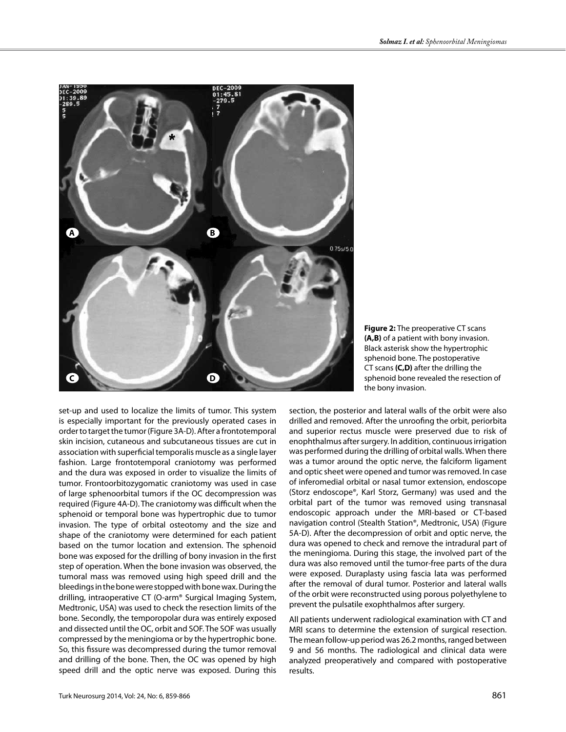**Figure 2:** The preoperative CT scans **(A,B)** of a patient with bony invasion. Black asterisk show the hypertrophic sphenoid bone. The postoperative CT scans **(C,D)** after the drilling the sphenoid bone revealed the resection of the bony invasion.

set-up and used to localize the limits of tumor. This system is especially important for the previously operated cases in order to target the tumor (Figure 3A-D). After a frontotemporal skin incision, cutaneous and subcutaneous tissues are cut in association with superficial temporalis muscle as a single layer fashion. Large frontotemporal craniotomy was performed and the dura was exposed in order to visualize the limits of tumor. Frontoorbitozygomatic craniotomy was used in case of large sphenoorbital tumors if the OC decompression was required (Figure 4A-D). The craniotomy was difficult when the sphenoid or temporal bone was hypertrophic due to tumor invasion. The type of orbital osteotomy and the size and shape of the craniotomy were determined for each patient based on the tumor location and extension. The sphenoid bone was exposed for the drilling of bony invasion in the first step of operation. When the bone invasion was observed, the tumoral mass was removed using high speed drill and the bleedings in the bone were stopped with bone wax. During the drilling, intraoperative CT (O-arm® Surgical Imaging System, Medtronic, USA) was used to check the resection limits of the bone. Secondly, the temporopolar dura was entirely exposed and dissected until the OC, orbit and SOF. The SOF was usually compressed by the meningioma or by the hypertrophic bone. So, this fissure was decompressed during the tumor removal and drilling of the bone. Then, the OC was opened by high speed drill and the optic nerve was exposed. During this section, the posterior and lateral walls of the orbit were also drilled and removed. After the unroofing the orbit, periorbita and superior rectus muscle were preserved due to risk of enophthalmus after surgery. In addition, continuous irrigation was performed during the drilling of orbital walls. When there was a tumor around the optic nerve, the falciform ligament and optic sheet were opened and tumor was removed. In case of inferomedial orbital or nasal tumor extension, endoscope (Storz endoscope®, Karl Storz, Germany) was used and the orbital part of the tumor was removed using transnasal endoscopic approach under the MRI-based or CT-based navigation control (Stealth Station®, Medtronic, USA) (Figure 5A-D). After the decompression of orbit and optic nerve, the dura was opened to check and remove the intradural part of the meningioma. During this stage, the involved part of the dura was also removed until the tumor-free parts of the dura were exposed. Duraplasty using fascia lata was performed after the removal of dural tumor. Posterior and lateral walls of the orbit were reconstructed using porous polyethylene to prevent the pulsatile exophthalmos after surgery.

All patients underwent radiological examination with CT and MRI scans to determine the extension of surgical resection. The mean follow-up period was 26.2 months, ranged between 9 and 56 months. The radiological and clinical data were analyzed preoperatively and compared with postoperative results.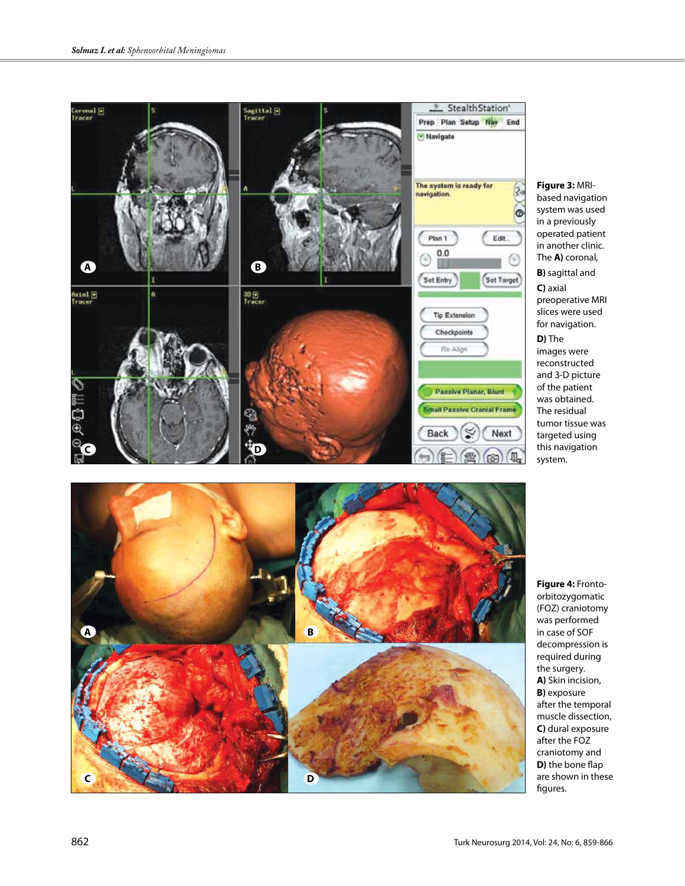**Figure 3:** MRI-based navigation system was used in a previously operated patient in another clinic. The **A)** coronal, **B)** sagittal and **C)** axial preoperative MRI slices were used for navigation. **D)** The images were reconstructed and 3-D picture of the patient was obtained. The residual tumor tissue was targeted using this navigation system.

**Figure 4:** Fronto-orbitozygomatic (FOZ) craniotomy was performed in case of SOF decompression is required during the surgery. **A)** Skin incision, **B)** exposure after the temporal muscle dissection, **C)** dural exposure after the FOZ craniotomy and **D)** the bone flap are shown in these figures.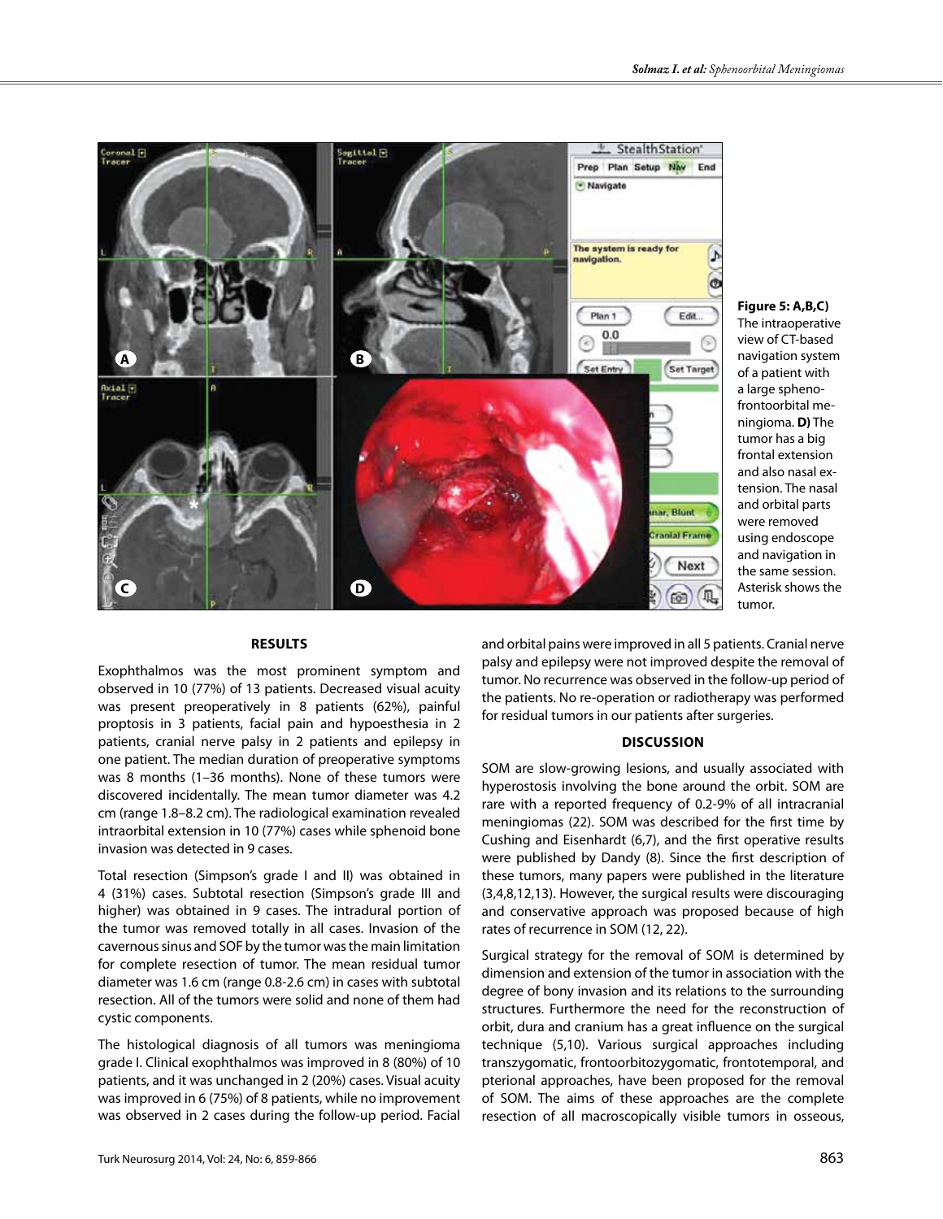**Figure 5: A,B,C)** The intraoperative view of CT-based navigation system of a patient with a large spheno-frontoorbital meningioma. **D)** The tumor has a big frontal extension and also nasal extension. The nasal and orbital parts were removed using endoscope and navigation in the same session. Asterisk shows the tumor.

## RESULTS

Exophthalmos was the most prominent symptom and observed in 10 (77%) of 13 patients. Decreased visual acuity was present preoperatively in 8 patients (62%), painful proptosis in 3 patients, facial pain and hypoesthesia in 2 patients, cranial nerve palsy in 2 patients and epilepsy in one patient. The median duration of preoperative symptoms was 8 months (1–36 months). None of these tumors were discovered incidentally. The mean tumor diameter was 4.2 cm (range 1.8–8.2 cm). The radiological examination revealed intraorbital extension in 10 (77%) cases while sphenoid bone invasion was detected in 9 cases.

Total resection (Simpson's grade I and II) was obtained in 4 (31%) cases. Subtotal resection (Simpson's grade III and higher) was obtained in 9 cases. The intradural portion of the tumor was removed totally in all cases. Invasion of the cavernous sinus and SOF by the tumor was the main limitation for complete resection of tumor. The mean residual tumor diameter was 1.6 cm (range 0.8-2.6 cm) in cases with subtotal resection. All of the tumors were solid and none of them had cystic components.

The histological diagnosis of all tumors was meningioma grade I. Clinical exophthalmos was improved in 8 (80%) of 10 patients, and it was unchanged in 2 (20%) cases. Visual acuity was improved in 6 (75%) of 8 patients, while no improvement was observed in 2 cases during the follow-up period. Facial and orbital pains were improved in all 5 patients. Cranial nerve palsy and epilepsy were not improved despite the removal of tumor. No recurrence was observed in the follow-up period of the patients. No re-operation or radiotherapy was performed for residual tumors in our patients after surgeries.

## DISCUSSION

SOM are slow-growing lesions, and usually associated with hyperostosis involving the bone around the orbit. SOM are rare with a reported frequency of 0.2-9% of all intracranial meningiomas (22). SOM was described for the first time by Cushing and Eisenhardt (6,7), and the first operative results were published by Dandy (8). Since the first description of these tumors, many papers were published in the literature (3,4,8,12,13). However, the surgical results were discouraging and conservative approach was proposed because of high rates of recurrence in SOM (12, 22).

Surgical strategy for the removal of SOM is determined by dimension and extension of the tumor in association with the degree of bony invasion and its relations to the surrounding structures. Furthermore the need for the reconstruction of orbit, dura and cranium has a great influence on the surgical technique (5,10). Various surgical approaches including transzygomatic, frontoorbitozygomatic, frontotemporal, and pterional approaches, have been proposed for the removal of SOM. The aims of these approaches are the complete resection of all macroscopically visible tumors in osseous,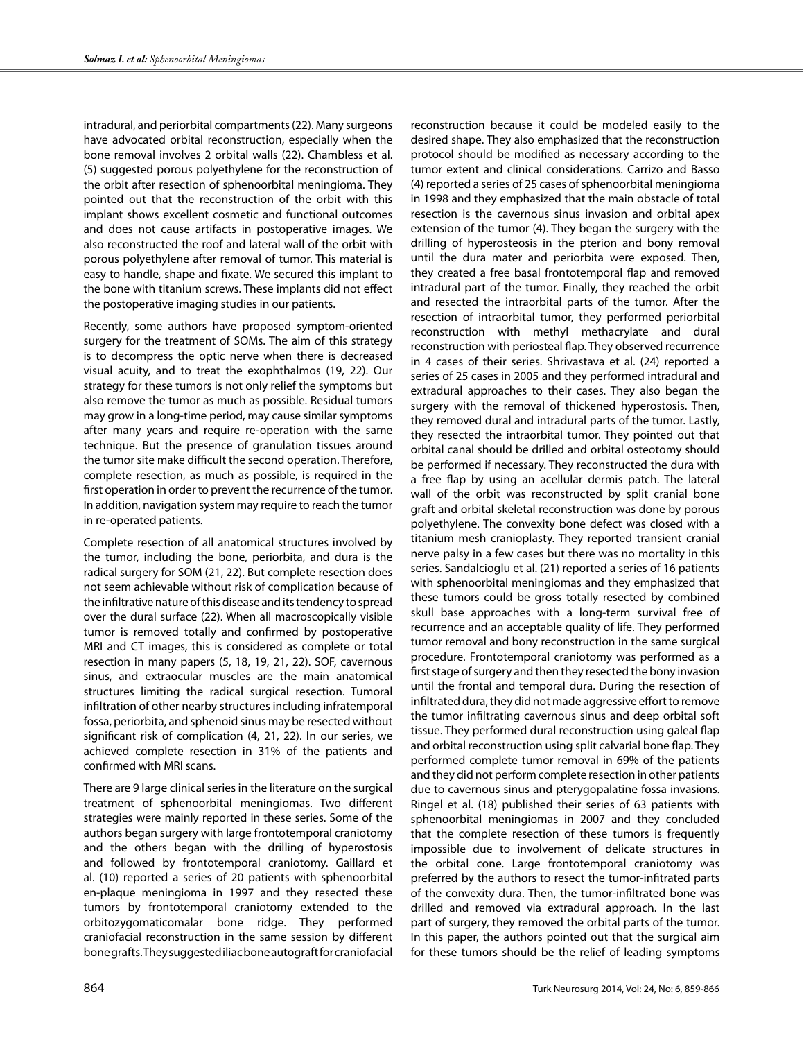intradural, and periorbital compartments (22). Many surgeons have advocated orbital reconstruction, especially when the bone removal involves 2 orbital walls (22). Chambless et al. (5) suggested porous polyethylene for the reconstruction of the orbit after resection of sphenoorbital meningioma. They pointed out that the reconstruction of the orbit with this implant shows excellent cosmetic and functional outcomes and does not cause artifacts in postoperative images. We also reconstructed the roof and lateral wall of the orbit with porous polyethylene after removal of tumor. This material is easy to handle, shape and fixate. We secured this implant to the bone with titanium screws. These implants did not effect the postoperative imaging studies in our patients.

Recently, some authors have proposed symptom-oriented surgery for the treatment of SOMs. The aim of this strategy is to decompress the optic nerve when there is decreased visual acuity, and to treat the exophthalmos (19, 22). Our strategy for these tumors is not only relief the symptoms but also remove the tumor as much as possible. Residual tumors may grow in a long-time period, may cause similar symptoms after many years and require re-operation with the same technique. But the presence of granulation tissues around the tumor site make difficult the second operation. Therefore, complete resection, as much as possible, is required in the first operation in order to prevent the recurrence of the tumor. In addition, navigation system may require to reach the tumor in re-operated patients.

Complete resection of all anatomical structures involved by the tumor, including the bone, periorbita, and dura is the radical surgery for SOM (21, 22). But complete resection does not seem achievable without risk of complication because of the infiltrative nature of this disease and its tendency to spread over the dural surface (22). When all macroscopically visible tumor is removed totally and confirmed by postoperative MRI and CT images, this is considered as complete or total resection in many papers (5, 18, 19, 21, 22). SOF, cavernous sinus, and extraocular muscles are the main anatomical structures limiting the radical surgical resection. Tumoral infiltration of other nearby structures including infratemporal fossa, periorbita, and sphenoid sinus may be resected without significant risk of complication (4, 21, 22). In our series, we achieved complete resection in 31% of the patients and confirmed with MRI scans.

There are 9 large clinical series in the literature on the surgical treatment of sphenoorbital meningiomas. Two different strategies were mainly reported in these series. Some of the authors began surgery with large frontotemporal craniotomy and the others began with the drilling of hyperostosis and followed by frontotemporal craniotomy. Gaillard et al. (10) reported a series of 20 patients with sphenoorbital en-plaque meningioma in 1997 and they resected these tumors by frontotemporal craniotomy extended to the orbitozygomaticomalar bone ridge. They performed craniofacial reconstruction in the same session by different bone grafts. They suggested iliac bone autograft for craniofacial reconstruction because it could be modeled easily to the desired shape. They also emphasized that the reconstruction protocol should be modified as necessary according to the tumor extent and clinical considerations. Carrizo and Basso (4) reported a series of 25 cases of sphenoorbital meningioma in 1998 and they emphasized that the main obstacle of total resection is the cavernous sinus invasion and orbital apex extension of the tumor (4). They began the surgery with the drilling of hyperosteosis in the pterion and bony removal until the dura mater and periorbita were exposed. Then, they created a free basal frontotemporal flap and removed intradural part of the tumor. Finally, they reached the orbit and resected the intraorbital parts of the tumor. After the resection of intraorbital tumor, they performed periorbital reconstruction with methyl methacrylate and dural reconstruction with periosteal flap. They observed recurrence in 4 cases of their series. Shrivastava et al. (24) reported a series of 25 cases in 2005 and they performed intradural and extradural approaches to their cases. They also began the surgery with the removal of thickened hyperostosis. Then, they removed dural and intradural parts of the tumor. Lastly, they resected the intraorbital tumor. They pointed out that orbital canal should be drilled and orbital osteotomy should be performed if necessary. They reconstructed the dura with a free flap by using an acellular dermis patch. The lateral wall of the orbit was reconstructed by split cranial bone graft and orbital skeletal reconstruction was done by porous polyethylene. The convexity bone defect was closed with a titanium mesh cranioplasty. They reported transient cranial nerve palsy in a few cases but there was no mortality in this series. Sandalcioglu et al. (21) reported a series of 16 patients with sphenoorbital meningiomas and they emphasized that these tumors could be gross totally resected by combined skull base approaches with a long-term survival free of recurrence and an acceptable quality of life. They performed tumor removal and bony reconstruction in the same surgical procedure. Frontotemporal craniotomy was performed as a first stage of surgery and then they resected the bony invasion until the frontal and temporal dura. During the resection of infiltrated dura, they did not made aggressive effort to remove the tumor infiltrating cavernous sinus and deep orbital soft tissue. They performed dural reconstruction using galeal flap and orbital reconstruction using split calvarial bone flap. They performed complete tumor removal in 69% of the patients and they did not perform complete resection in other patients due to cavernous sinus and pterygopalatine fossa invasions. Ringel et al. (18) published their series of 63 patients with sphenoorbital meningiomas in 2007 and they concluded that the complete resection of these tumors is frequently impossible due to involvement of delicate structures in the orbital cone. Large frontotemporal craniotomy was preferred by the authors to resect the tumor-infitrated parts of the convexity dura. Then, the tumor-infiltrated bone was drilled and removed via extradural approach. In the last part of surgery, they removed the orbital parts of the tumor. In this paper, the authors pointed out that the surgical aim for these tumors should be the relief of leading symptoms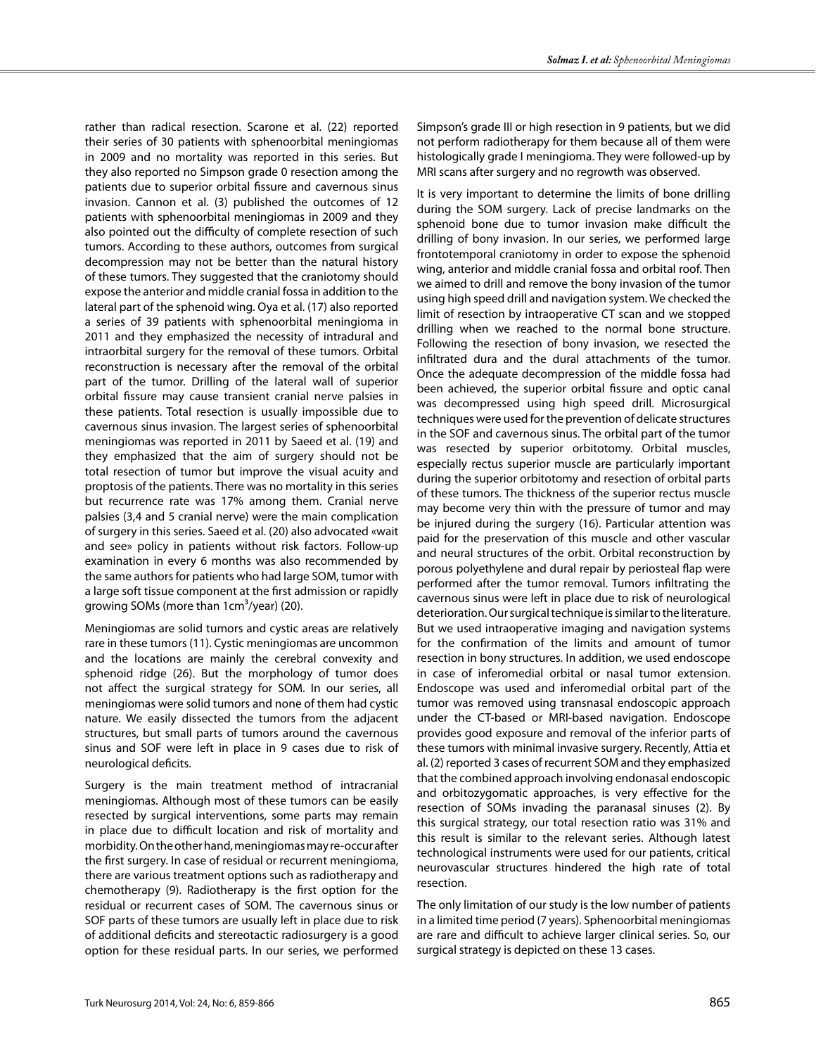rather than radical resection. Scarone et al. (22) reported their series of 30 patients with sphenoorbital meningiomas in 2009 and no mortality was reported in this series. But they also reported no Simpson grade 0 resection among the patients due to superior orbital fissure and cavernous sinus invasion. Cannon et al. (3) published the outcomes of 12 patients with sphenoorbital meningiomas in 2009 and they also pointed out the difficulty of complete resection of such tumors. According to these authors, outcomes from surgical decompression may not be better than the natural history of these tumors. They suggested that the craniotomy should expose the anterior and middle cranial fossa in addition to the lateral part of the sphenoid wing. Oya et al. (17) also reported a series of 39 patients with sphenoorbital meningioma in 2011 and they emphasized the necessity of intradural and intraorbital surgery for the removal of these tumors. Orbital reconstruction is necessary after the removal of the orbital part of the tumor. Drilling of the lateral wall of superior orbital fissure may cause transient cranial nerve palsies in these patients. Total resection is usually impossible due to cavernous sinus invasion. The largest series of sphenoorbital meningiomas was reported in 2011 by Saeed et al. (19) and they emphasized that the aim of surgery should not be total resection of tumor but improve the visual acuity and proptosis of the patients. There was no mortality in this series but recurrence rate was 17% among them. Cranial nerve palsies (3,4 and 5 cranial nerve) were the main complication of surgery in this series. Saeed et al. (20) also advocated «wait and see» policy in patients without risk factors. Follow-up examination in every 6 months was also recommended by the same authors for patients who had large SOM, tumor with a large soft tissue component at the first admission or rapidly growing SOMs (more than 1cm$^3$/year) (20).

Meningiomas are solid tumors and cystic areas are relatively rare in these tumors (11). Cystic meningiomas are uncommon and the locations are mainly the cerebral convexity and sphenoid ridge (26). But the morphology of tumor does not affect the surgical strategy for SOM. In our series, all meningiomas were solid tumors and none of them had cystic nature. We easily dissected the tumors from the adjacent structures, but small parts of tumors around the cavernous sinus and SOF were left in place in 9 cases due to risk of neurological deficits.

Surgery is the main treatment method of intracranial meningiomas. Although most of these tumors can be easily resected by surgical interventions, some parts may remain in place due to difficult location and risk of mortality and morbidity. On the other hand, meningiomas may re-occur after the first surgery. In case of residual or recurrent meningioma, there are various treatment options such as radiotherapy and chemotherapy (9). Radiotherapy is the first option for the residual or recurrent cases of SOM. The cavernous sinus or SOF parts of these tumors are usually left in place due to risk of additional deficits and stereotactic radiosurgery is a good option for these residual parts. In our series, we performed Simpson's grade III or high resection in 9 patients, but we did not perform radiotherapy for them because all of them were histologically grade I meningioma. They were followed-up by MRI scans after surgery and no regrowth was observed.

It is very important to determine the limits of bone drilling during the SOM surgery. Lack of precise landmarks on the sphenoid bone due to tumor invasion make difficult the drilling of bony invasion. In our series, we performed large frontotemporal craniotomy in order to expose the sphenoid wing, anterior and middle cranial fossa and orbital roof. Then we aimed to drill and remove the bony invasion of the tumor using high speed drill and navigation system. We checked the limit of resection by intraoperative CT scan and we stopped drilling when we reached to the normal bone structure. Following the resection of bony invasion, we resected the infiltrated dura and the dural attachments of the tumor. Once the adequate decompression of the middle fossa had been achieved, the superior orbital fissure and optic canal was decompressed using high speed drill. Microsurgical techniques were used for the prevention of delicate structures in the SOF and cavernous sinus. The orbital part of the tumor was resected by superior orbitotomy. Orbital muscles, especially rectus superior muscle are particularly important during the superior orbitotomy and resection of orbital parts of these tumors. The thickness of the superior rectus muscle may become very thin with the pressure of tumor and may be injured during the surgery (16). Particular attention was paid for the preservation of this muscle and other vascular and neural structures of the orbit. Orbital reconstruction by porous polyethylene and dural repair by periosteal flap were performed after the tumor removal. Tumors infiltrating the cavernous sinus were left in place due to risk of neurological deterioration. Our surgical technique is similar to the literature. But we used intraoperative imaging and navigation systems for the confirmation of the limits and amount of tumor resection in bony structures. In addition, we used endoscope in case of inferomedial orbital or nasal tumor extension. Endoscope was used and inferomedial orbital part of the tumor was removed using transnasal endoscopic approach under the CT-based or MRI-based navigation. Endoscope provides good exposure and removal of the inferior parts of these tumors with minimal invasive surgery. Recently, Attia et al. (2) reported 3 cases of recurrent SOM and they emphasized that the combined approach involving endonasal endoscopic and orbitozygomatic approaches, is very effective for the resection of SOMs invading the paranasal sinuses (2). By this surgical strategy, our total resection ratio was 31% and this result is similar to the relevant series. Although latest technological instruments were used for our patients, critical neurovascular structures hindered the high rate of total resection.

The only limitation of our study is the low number of patients in a limited time period (7 years). Sphenoorbital meningiomas are rare and difficult to achieve larger clinical series. So, our surgical strategy is depicted on these 13 cases.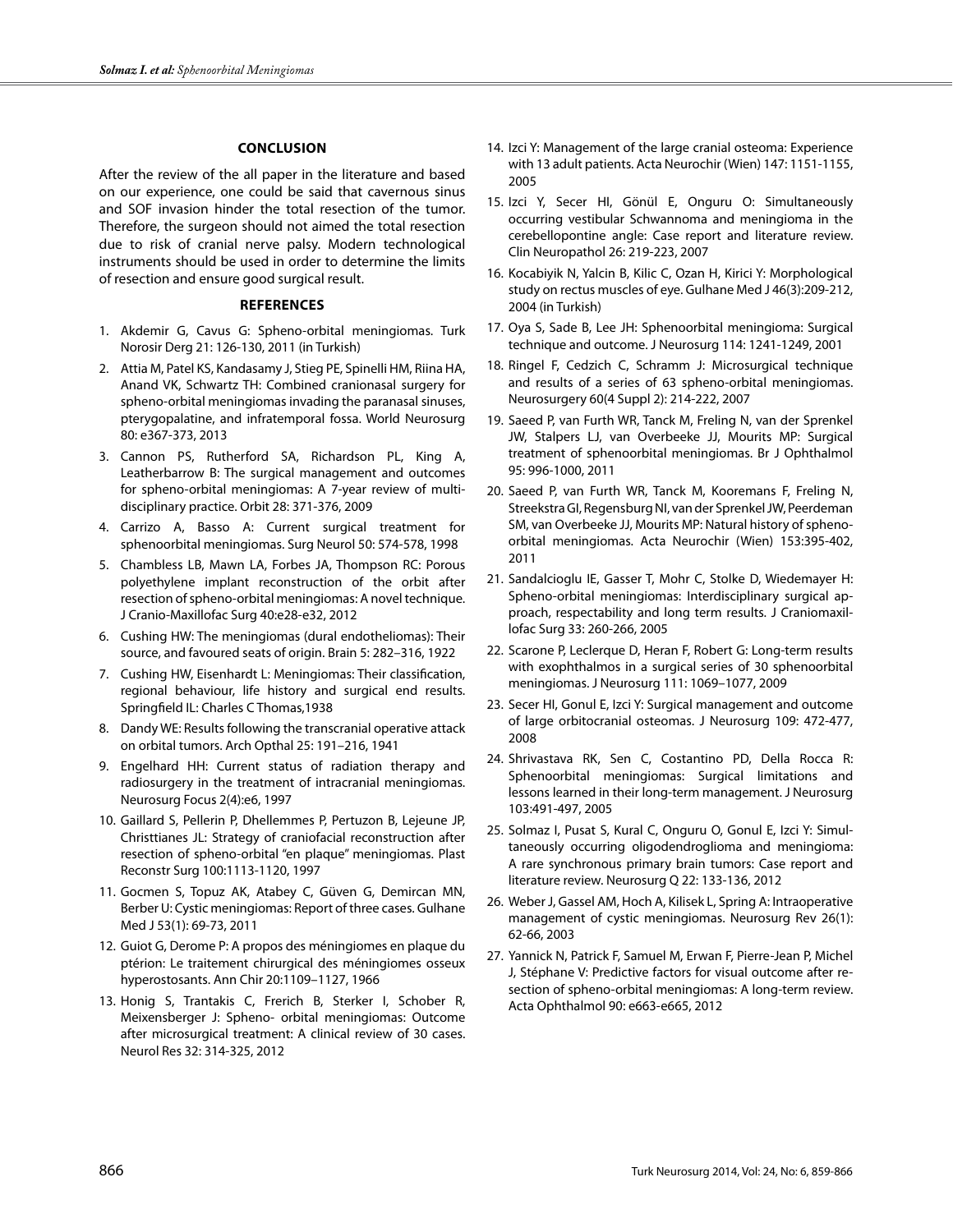## CONCLUSION

After the review of the all paper in the literature and based on our experience, one could be said that cavernous sinus and SOF invasion hinder the total resection of the tumor. Therefore, the surgeon should not aimed the total resection due to risk of cranial nerve palsy. Modern technological instruments should be used in order to determine the limits of resection and ensure good surgical result.

## REFERENCES

1. Akdemir G, Cavus G: Spheno-orbital meningiomas. Turk Norosir Derg 21: 126-130, 2011 (in Turkish)
2. Attia M, Patel KS, Kandasamy J, Stieg PE, Spinelli HM, Riina HA, Anand VK, Schwartz TH: Combined cranionasal surgery for spheno-orbital meningiomas invading the paranasal sinuses, pterygopalatine, and infratemporal fossa. World Neurosurg 80: e367-373, 2013
3. Cannon PS, Rutherford SA, Richardson PL, King A, Leatherbarrow B: The surgical management and outcomes for spheno-orbital meningiomas: A 7-year review of multi-disciplinary practice. Orbit 28: 371-376, 2009
4. Carrizo A, Basso A: Current surgical treatment for sphenoorbital meningiomas. Surg Neurol 50: 574-578, 1998
5. Chambless LB, Mawn LA, Forbes JA, Thompson RC: Porous polyethylene implant reconstruction of the orbit after resection of spheno-orbital meningiomas: A novel technique. J Cranio-Maxillofac Surg 40:e28-e32, 2012
6. Cushing HW: The meningiomas (dural endotheliomas): Their source, and favoured seats of origin. Brain 5: 282–316, 1922
7. Cushing HW, Eisenhardt L: Meningiomas: Their classification, regional behaviour, life history and surgical end results. Springfield IL: Charles C Thomas,1938
8. Dandy WE: Results following the transcranial operative attack on orbital tumors. Arch Opthal 25: 191–216, 1941
9. Engelhard HH: Current status of radiation therapy and radiosurgery in the treatment of intracranial meningiomas. Neurosurg Focus 2(4):e6, 1997
10. Gaillard S, Pellerin P, Dhellemmes P, Pertuzon B, Lejeune JP, Christtianes JL: Strategy of craniofacial reconstruction after resection of spheno-orbital "en plaque" meningiomas. Plast Reconstr Surg 100:1113-1120, 1997
11. Gocmen S, Topuz AK, Atabey C, Güven G, Demircan MN, Berber U: Cystic meningiomas: Report of three cases. Gulhane Med J 53(1): 69-73, 2011
12. Guiot G, Derome P: A propos des méningiomes en plaque du ptérion: Le traitement chirurgical des méningiomes osseux hyperostosants. Ann Chir 20:1109–1127, 1966
13. Honig S, Trantakis C, Frerich B, Sterker I, Schober R, Meixensberger J: Spheno- orbital meningiomas: Outcome after microsurgical treatment: A clinical review of 30 cases. Neurol Res 32: 314-325, 2012
14. Izci Y: Management of the large cranial osteoma: Experience with 13 adult patients. Acta Neurochir (Wien) 147: 1151-1155, 2005
15. Izci Y, Secer HI, Gönül E, Onguru O: Simultaneously occurring vestibular Schwannoma and meningioma in the cerebellopontine angle: Case report and literature review. Clin Neuropathol 26: 219-223, 2007
16. Kocabiyik N, Yalcin B, Kilic C, Ozan H, Kirici Y: Morphological study on rectus muscles of eye. Gulhane Med J 46(3):209-212, 2004 (in Turkish)
17. Oya S, Sade B, Lee JH: Sphenoorbital meningioma: Surgical technique and outcome. J Neurosurg 114: 1241-1249, 2001
18. Ringel F, Cedzich C, Schramm J: Microsurgical technique and results of a series of 63 spheno-orbital meningiomas. Neurosurgery 60(4 Suppl 2): 214-222, 2007
19. Saeed P, van Furth WR, Tanck M, Freling N, van der Sprenkel JW, Stalpers LJ, van Overbeeke JJ, Mourits MP: Surgical treatment of sphenoorbital meningiomas. Br J Ophthalmol 95: 996-1000, 2011
20. Saeed P, van Furth WR, Tanck M, Kooremans F, Freling N, Streekstra GI, Regensburg NI, van der Sprenkel JW, Peerdeman SM, van Overbeeke JJ, Mourits MP: Natural history of spheno-orbital meningiomas. Acta Neurochir (Wien) 153:395-402, 2011
21. Sandalcioglu IE, Gasser T, Mohr C, Stolke D, Wiedemayer H: Spheno-orbital meningiomas: Interdisciplinary surgical approach, respectability and long term results. J Craniomaxillofac Surg 33: 260-266, 2005
22. Scarone P, Leclerque D, Heran F, Robert G: Long-term results with exophthalmos in a surgical series of 30 sphenoorbital meningiomas. J Neurosurg 111: 1069–1077, 2009
23. Secer HI, Gonul E, Izci Y: Surgical management and outcome of large orbitocranial osteomas. J Neurosurg 109: 472-477, 2008
24. Shrivastava RK, Sen C, Costantino PD, Della Rocca R: Sphenoorbital meningiomas: Surgical limitations and lessons learned in their long-term management. J Neurosurg 103:491-497, 2005
25. Solmaz I, Pusat S, Kural C, Onguru O, Gonul E, Izci Y: Simultaneously occurring oligodendroglioma and meningioma: A rare synchronous primary brain tumors: Case report and literature review. Neurosurg Q 22: 133-136, 2012
26. Weber J, Gassel AM, Hoch A, Kilisek L, Spring A: Intraoperative management of cystic meningiomas. Neurosurg Rev 26(1): 62-66, 2003
27. Yannick N, Patrick F, Samuel M, Erwan F, Pierre-Jean P, Michel J, Stéphane V: Predictive factors for visual outcome after resection of spheno-orbital meningiomas: A long-term review. Acta Ophthalmol 90: e663-e665, 2012